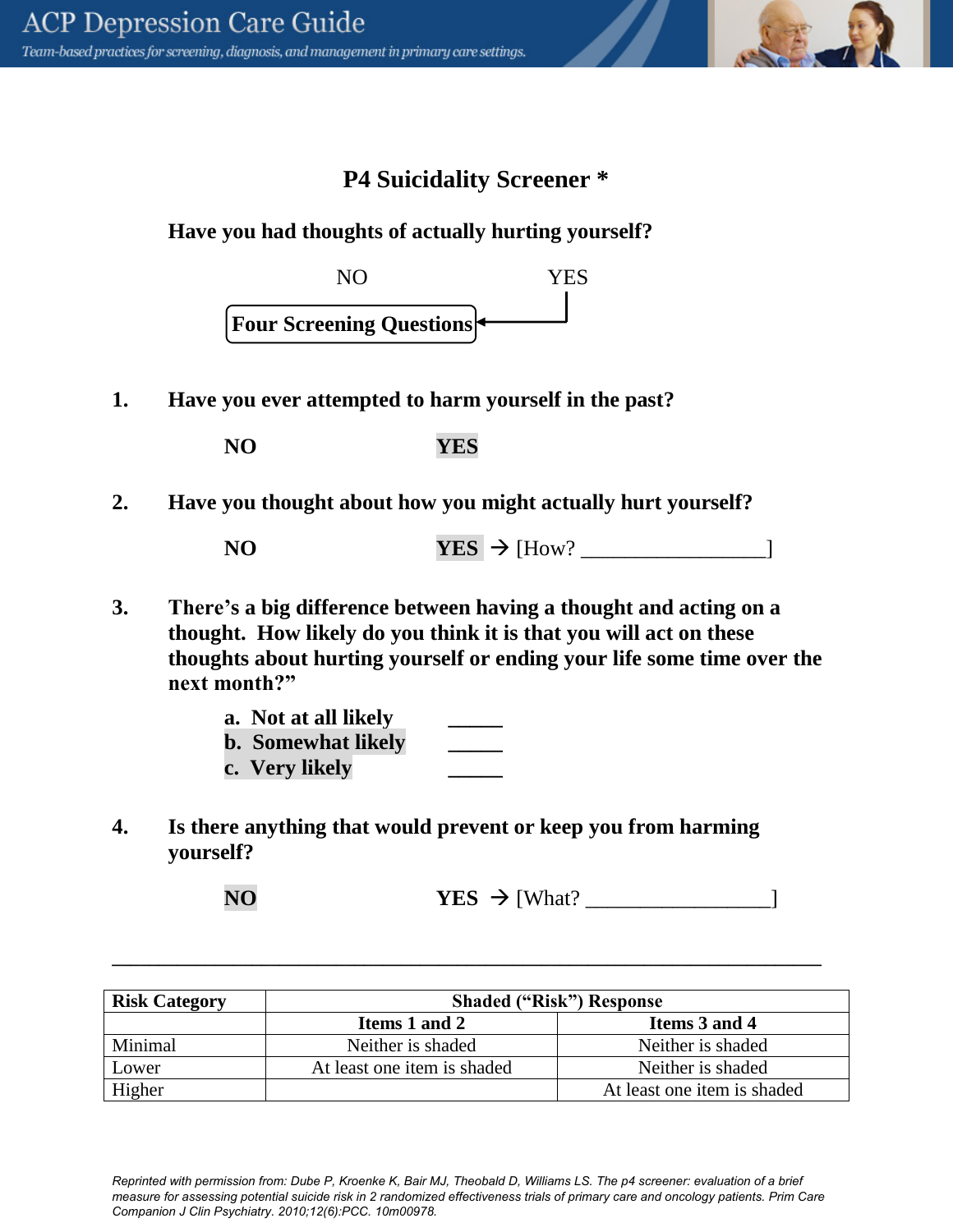# P4 Suicidality Screener *

**Have you had thoughts of actually hurting yourself?**

NO YES

**Four Screening Questions** ← YES

1. **Have you ever attempted to harm yourself in the past?**

   **NO** **YES**

2. **Have you thought about how you might actually hurt yourself?**

   **NO** **YES** → [How? _________________]

3. **There's a big difference between having a thought and acting on a thought. How likely do you think it is that you will act on these thoughts about hurting yourself or ending your life some time over the next month?"**

   **a. Not at all likely** _____
   **b. Somewhat likely** _____
   **c. Very likely** _____

4. **Is there anything that would prevent or keep you from harming yourself?**

   **NO** **YES** → [What? _________________]

---

| **Risk Category** | **Shaded ("Risk") Response** | |
|---|---|---|
| | **Items 1 and 2** | **Items 3 and 4** |
| Minimal | Neither is shaded | Neither is shaded |
| Lower | At least one item is shaded | Neither is shaded |
| Higher | | At least one item is shaded |

*Reprinted with permission from: Dube P, Kroenke K, Bair MJ, Theobald D, Williams LS. The p4 screener: evaluation of a brief measure for assessing potential suicide risk in 2 randomized effectiveness trials of primary care and oncology patients. Prim Care Companion J Clin Psychiatry. 2010;12(6):PCC. 10m00978.*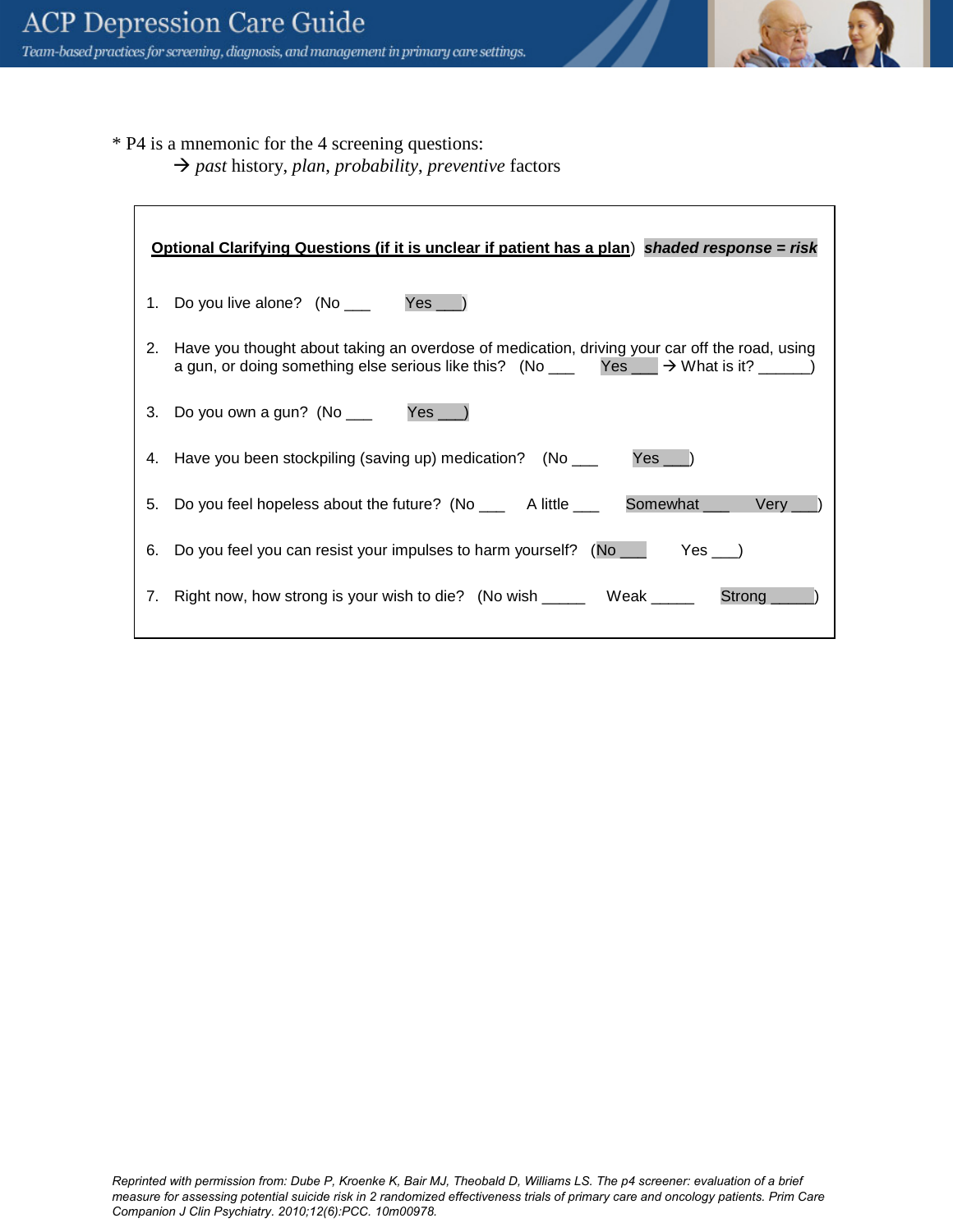\* P4 is a mnemonic for the 4 screening questions:

→ *past* history, *plan*, *probability*, *preventive* factors

**Optional Clarifying Questions (if it is unclear if patient has a plan)** ***shaded response = risk***

1. Do you live alone? (No ___ Yes ___)
2. Have you thought about taking an overdose of medication, driving your car off the road, using a gun, or doing something else serious like this? (No ___ Yes ___ → What is it? ______)
3. Do you own a gun? (No ___ Yes ___)
4. Have you been stockpiling (saving up) medication? (No ___ Yes ___)
5. Do you feel hopeless about the future? (No ___ A little ___ Somewhat ___ Very ___)
6. Do you feel you can resist your impulses to harm yourself? (No ___ Yes ___)
7. Right now, how strong is your wish to die? (No wish _____ Weak _____ Strong _____)

*Reprinted with permission from: Dube P, Kroenke K, Bair MJ, Theobald D, Williams LS. The p4 screener: evaluation of a brief measure for assessing potential suicide risk in 2 randomized effectiveness trials of primary care and oncology patients. Prim Care Companion J Clin Psychiatry. 2010;12(6):PCC. 10m00978.*